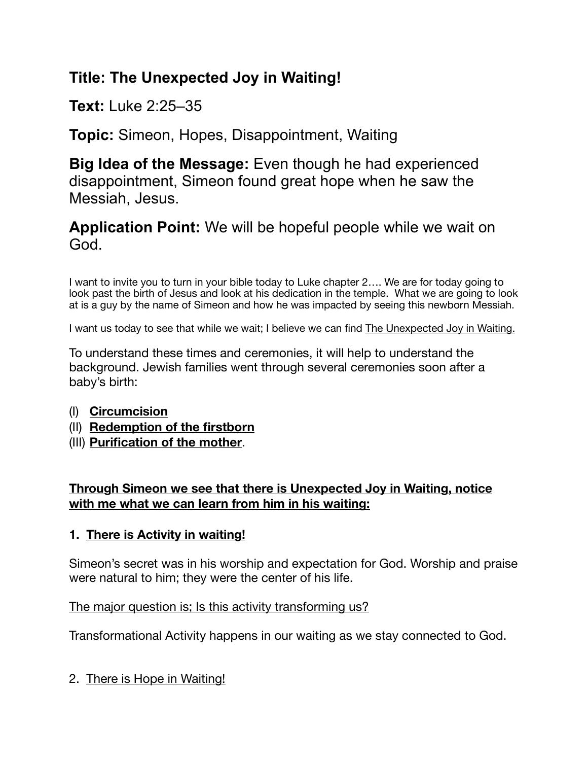## Title: The Unexpected Joy in Waiting!

**Text:** Luke 2:25–35

**Topic:** Simeon, Hopes, Disappointment, Waiting

**Big Idea of the Message:** Even though he had experienced disappointment, Simeon found great hope when he saw the Messiah, Jesus.

**Application Point:** We will be hopeful people while we wait on God.

I want to invite you to turn in your bible today to Luke chapter 2…. We are for today going to look past the birth of Jesus and look at his dedication in the temple. What we are going to look at is a guy by the name of Simeon and how he was impacted by seeing this newborn Messiah.

I want us today to see that while we wait; I believe we can find <u>The Unexpected Joy in Waiting.</u>

To understand these times and ceremonies, it will help to understand the background. Jewish families went through several ceremonies soon after a baby's birth:

(I) **<u>Circumcision</u>**
(II) **<u>Redemption of the firstborn</u>**
(III) **<u>Purification of the mother</u>**.

**<u>Through Simeon we see that there is Unexpected Joy in Waiting, notice with me what we can learn from him in his waiting:</u>**

**1. <u>There is Activity in waiting!</u>**

Simeon's secret was in his worship and expectation for God. Worship and praise were natural to him; they were the center of his life.

<u>The major question is; Is this activity transforming us?</u>

Transformational Activity happens in our waiting as we stay connected to God.

2. <u>There is Hope in Waiting!</u>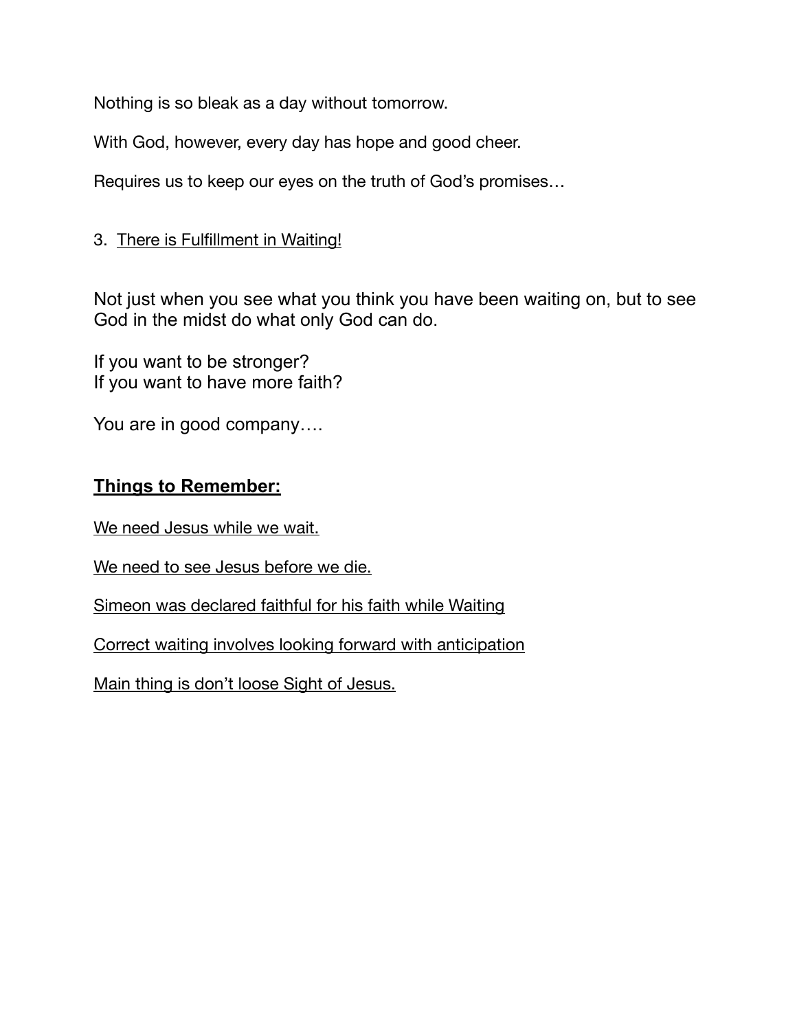Nothing is so bleak as a day without tomorrow.

With God, however, every day has hope and good cheer.

Requires us to keep our eyes on the truth of God's promises…

3. <u>There is Fulfillment in Waiting!</u>

Not just when you see what you think you have been waiting on, but to see God in the midst do what only God can do.

If you want to be stronger?
If you want to have more faith?

You are in good company….

## <u>Things to Remember:</u>

<u>We need Jesus while we wait.</u>

<u>We need to see Jesus before we die.</u>

<u>Simeon was declared faithful for his faith while Waiting</u>

<u>Correct waiting involves looking forward with anticipation</u>

<u>Main thing is don't loose Sight of Jesus.</u>